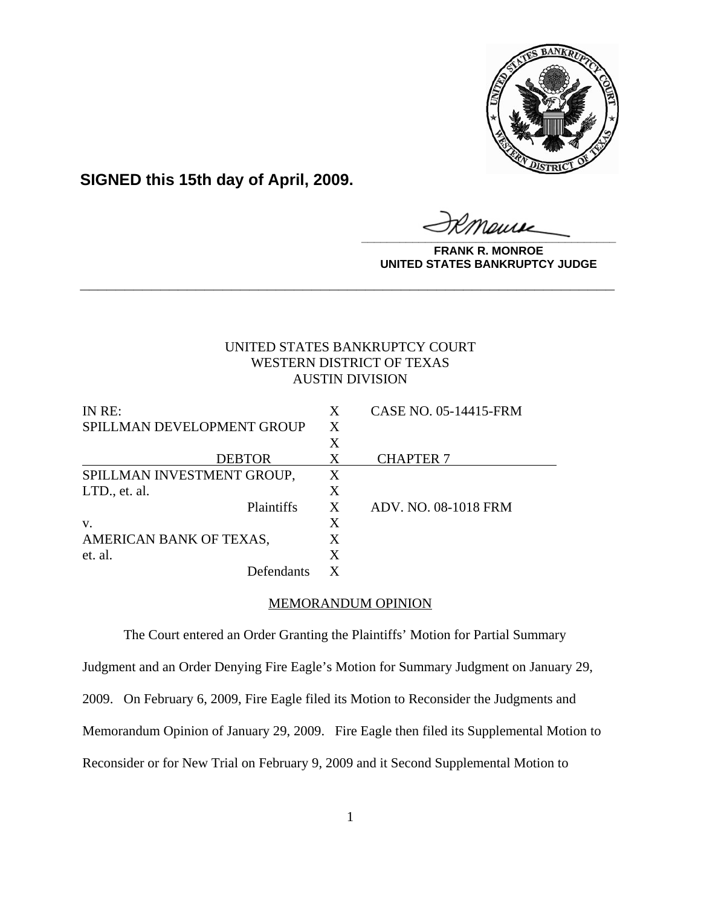**SIGNED this 15th day of April, 2009.**

**FRANK R. MONROE**
**UNITED STATES BANKRUPTCY JUDGE**

---

UNITED STATES BANKRUPTCY COURT
WESTERN DISTRICT OF TEXAS
AUSTIN DIVISION

| | | |
|---|---|---|
| IN RE: | X | CASE NO. 05-14415-FRM |
| SPILLMAN DEVELOPMENT GROUP | X | |
| | X | |
| DEBTOR | X | CHAPTER 7 |
| SPILLMAN INVESTMENT GROUP, | X | |
| LTD., et. al. | X | |
| Plaintiffs | X | ADV. NO. 08-1018 FRM |
| v. | X | |
| AMERICAN BANK OF TEXAS, | X | |
| et. al. | X | |
| Defendants | X | |

MEMORANDUM OPINION

The Court entered an Order Granting the Plaintiffs' Motion for Partial Summary Judgment and an Order Denying Fire Eagle's Motion for Summary Judgment on January 29, 2009. On February 6, 2009, Fire Eagle filed its Motion to Reconsider the Judgments and Memorandum Opinion of January 29, 2009. Fire Eagle then filed its Supplemental Motion to Reconsider or for New Trial on February 9, 2009 and it Second Supplemental Motion to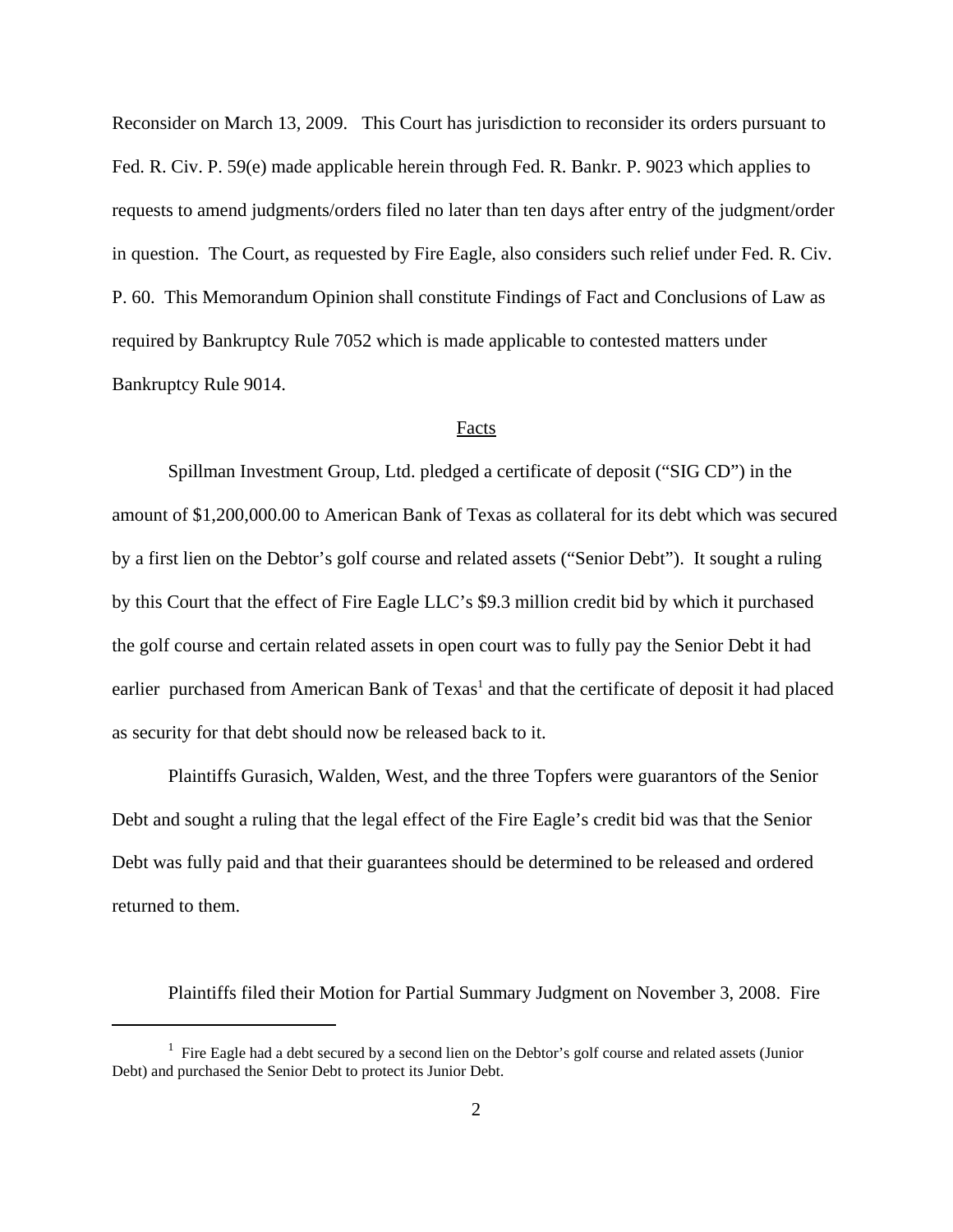Reconsider on March 13, 2009. This Court has jurisdiction to reconsider its orders pursuant to Fed. R. Civ. P. 59(e) made applicable herein through Fed. R. Bankr. P. 9023 which applies to requests to amend judgments/orders filed no later than ten days after entry of the judgment/order in question. The Court, as requested by Fire Eagle, also considers such relief under Fed. R. Civ. P. 60. This Memorandum Opinion shall constitute Findings of Fact and Conclusions of Law as required by Bankruptcy Rule 7052 which is made applicable to contested matters under Bankruptcy Rule 9014.

## Facts

Spillman Investment Group, Ltd. pledged a certificate of deposit ("SIG CD") in the amount of $1,200,000.00 to American Bank of Texas as collateral for its debt which was secured by a first lien on the Debtor's golf course and related assets ("Senior Debt"). It sought a ruling by this Court that the effect of Fire Eagle LLC's $9.3 million credit bid by which it purchased the golf course and certain related assets in open court was to fully pay the Senior Debt it had earlier purchased from American Bank of Texas[1] and that the certificate of deposit it had placed as security for that debt should now be released back to it.

Plaintiffs Gurasich, Walden, West, and the three Topfers were guarantors of the Senior Debt and sought a ruling that the legal effect of the Fire Eagle's credit bid was that the Senior Debt was fully paid and that their guarantees should be determined to be released and ordered returned to them.

Plaintiffs filed their Motion for Partial Summary Judgment on November 3, 2008. Fire

[1] Fire Eagle had a debt secured by a second lien on the Debtor's golf course and related assets (Junior Debt) and purchased the Senior Debt to protect its Junior Debt.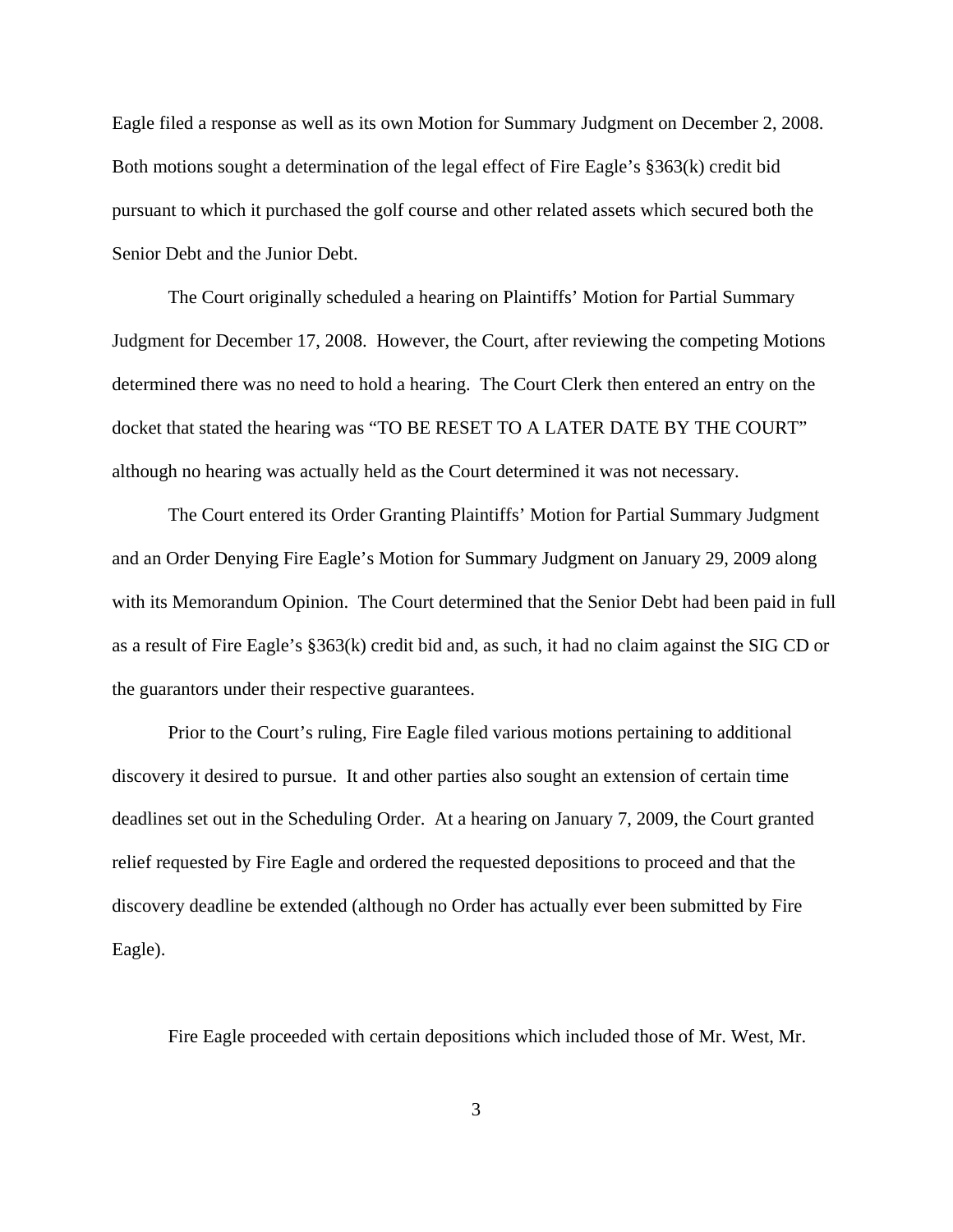Eagle filed a response as well as its own Motion for Summary Judgment on December 2, 2008. Both motions sought a determination of the legal effect of Fire Eagle's §363(k) credit bid pursuant to which it purchased the golf course and other related assets which secured both the Senior Debt and the Junior Debt.

The Court originally scheduled a hearing on Plaintiffs' Motion for Partial Summary Judgment for December 17, 2008. However, the Court, after reviewing the competing Motions determined there was no need to hold a hearing. The Court Clerk then entered an entry on the docket that stated the hearing was "TO BE RESET TO A LATER DATE BY THE COURT" although no hearing was actually held as the Court determined it was not necessary.

The Court entered its Order Granting Plaintiffs' Motion for Partial Summary Judgment and an Order Denying Fire Eagle's Motion for Summary Judgment on January 29, 2009 along with its Memorandum Opinion. The Court determined that the Senior Debt had been paid in full as a result of Fire Eagle's §363(k) credit bid and, as such, it had no claim against the SIG CD or the guarantors under their respective guarantees.

Prior to the Court's ruling, Fire Eagle filed various motions pertaining to additional discovery it desired to pursue. It and other parties also sought an extension of certain time deadlines set out in the Scheduling Order. At a hearing on January 7, 2009, the Court granted relief requested by Fire Eagle and ordered the requested depositions to proceed and that the discovery deadline be extended (although no Order has actually ever been submitted by Fire Eagle).

Fire Eagle proceeded with certain depositions which included those of Mr. West, Mr.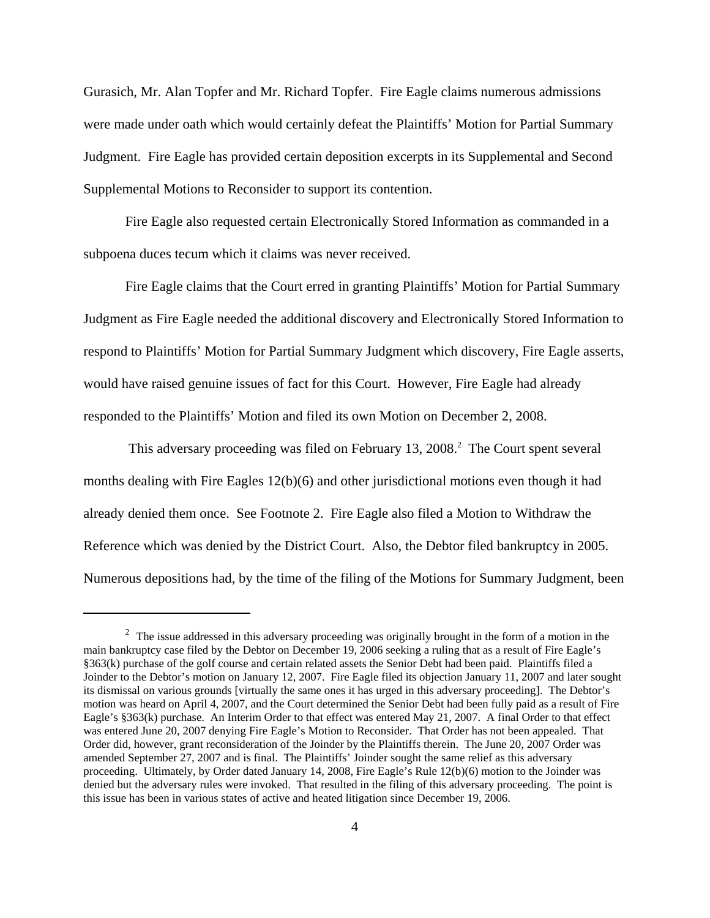Gurasich, Mr. Alan Topfer and Mr. Richard Topfer. Fire Eagle claims numerous admissions were made under oath which would certainly defeat the Plaintiffs' Motion for Partial Summary Judgment. Fire Eagle has provided certain deposition excerpts in its Supplemental and Second Supplemental Motions to Reconsider to support its contention.

Fire Eagle also requested certain Electronically Stored Information as commanded in a subpoena duces tecum which it claims was never received.

Fire Eagle claims that the Court erred in granting Plaintiffs' Motion for Partial Summary Judgment as Fire Eagle needed the additional discovery and Electronically Stored Information to respond to Plaintiffs' Motion for Partial Summary Judgment which discovery, Fire Eagle asserts, would have raised genuine issues of fact for this Court. However, Fire Eagle had already responded to the Plaintiffs' Motion and filed its own Motion on December 2, 2008.

This adversary proceeding was filed on February 13, 2008.[2] The Court spent several months dealing with Fire Eagles 12(b)(6) and other jurisdictional motions even though it had already denied them once. See Footnote 2. Fire Eagle also filed a Motion to Withdraw the Reference which was denied by the District Court. Also, the Debtor filed bankruptcy in 2005. Numerous depositions had, by the time of the filing of the Motions for Summary Judgment, been

[2] The issue addressed in this adversary proceeding was originally brought in the form of a motion in the main bankruptcy case filed by the Debtor on December 19, 2006 seeking a ruling that as a result of Fire Eagle's §363(k) purchase of the golf course and certain related assets the Senior Debt had been paid. Plaintiffs filed a Joinder to the Debtor's motion on January 12, 2007. Fire Eagle filed its objection January 11, 2007 and later sought its dismissal on various grounds [virtually the same ones it has urged in this adversary proceeding]. The Debtor's motion was heard on April 4, 2007, and the Court determined the Senior Debt had been fully paid as a result of Fire Eagle's §363(k) purchase. An Interim Order to that effect was entered May 21, 2007. A final Order to that effect was entered June 20, 2007 denying Fire Eagle's Motion to Reconsider. That Order has not been appealed. That Order did, however, grant reconsideration of the Joinder by the Plaintiffs therein. The June 20, 2007 Order was amended September 27, 2007 and is final. The Plaintiffs' Joinder sought the same relief as this adversary proceeding. Ultimately, by Order dated January 14, 2008, Fire Eagle's Rule 12(b)(6) motion to the Joinder was denied but the adversary rules were invoked. That resulted in the filing of this adversary proceeding. The point is this issue has been in various states of active and heated litigation since December 19, 2006.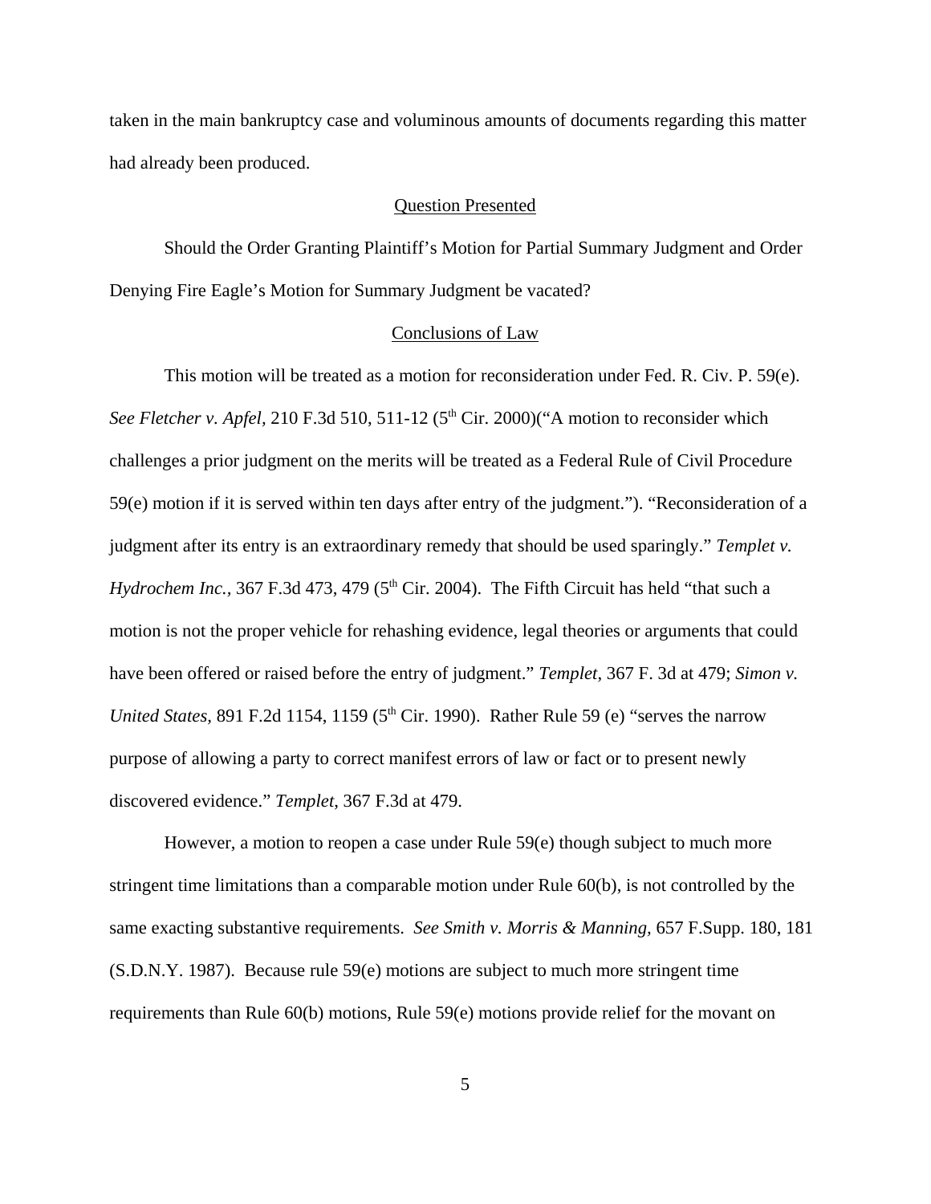taken in the main bankruptcy case and voluminous amounts of documents regarding this matter had already been produced.

## Question Presented

Should the Order Granting Plaintiff's Motion for Partial Summary Judgment and Order Denying Fire Eagle's Motion for Summary Judgment be vacated?

## Conclusions of Law

This motion will be treated as a motion for reconsideration under Fed. R. Civ. P. 59(e). *See Fletcher v. Apfel,* 210 F.3d 510, 511-12 (5th Cir. 2000)("A motion to reconsider which challenges a prior judgment on the merits will be treated as a Federal Rule of Civil Procedure 59(e) motion if it is served within ten days after entry of the judgment."). "Reconsideration of a judgment after its entry is an extraordinary remedy that should be used sparingly." *Templet v. Hydrochem Inc.*, 367 F.3d 473, 479 (5th Cir. 2004). The Fifth Circuit has held "that such a motion is not the proper vehicle for rehashing evidence, legal theories or arguments that could have been offered or raised before the entry of judgment." *Templet*, 367 F. 3d at 479; *Simon v. United States,* 891 F.2d 1154, 1159 (5th Cir. 1990). Rather Rule 59 (e) "serves the narrow purpose of allowing a party to correct manifest errors of law or fact or to present newly discovered evidence." *Templet*, 367 F.3d at 479.

However, a motion to reopen a case under Rule 59(e) though subject to much more stringent time limitations than a comparable motion under Rule 60(b), is not controlled by the same exacting substantive requirements. *See Smith v. Morris & Manning,* 657 F.Supp. 180, 181 (S.D.N.Y. 1987). Because rule 59(e) motions are subject to much more stringent time requirements than Rule 60(b) motions, Rule 59(e) motions provide relief for the movant on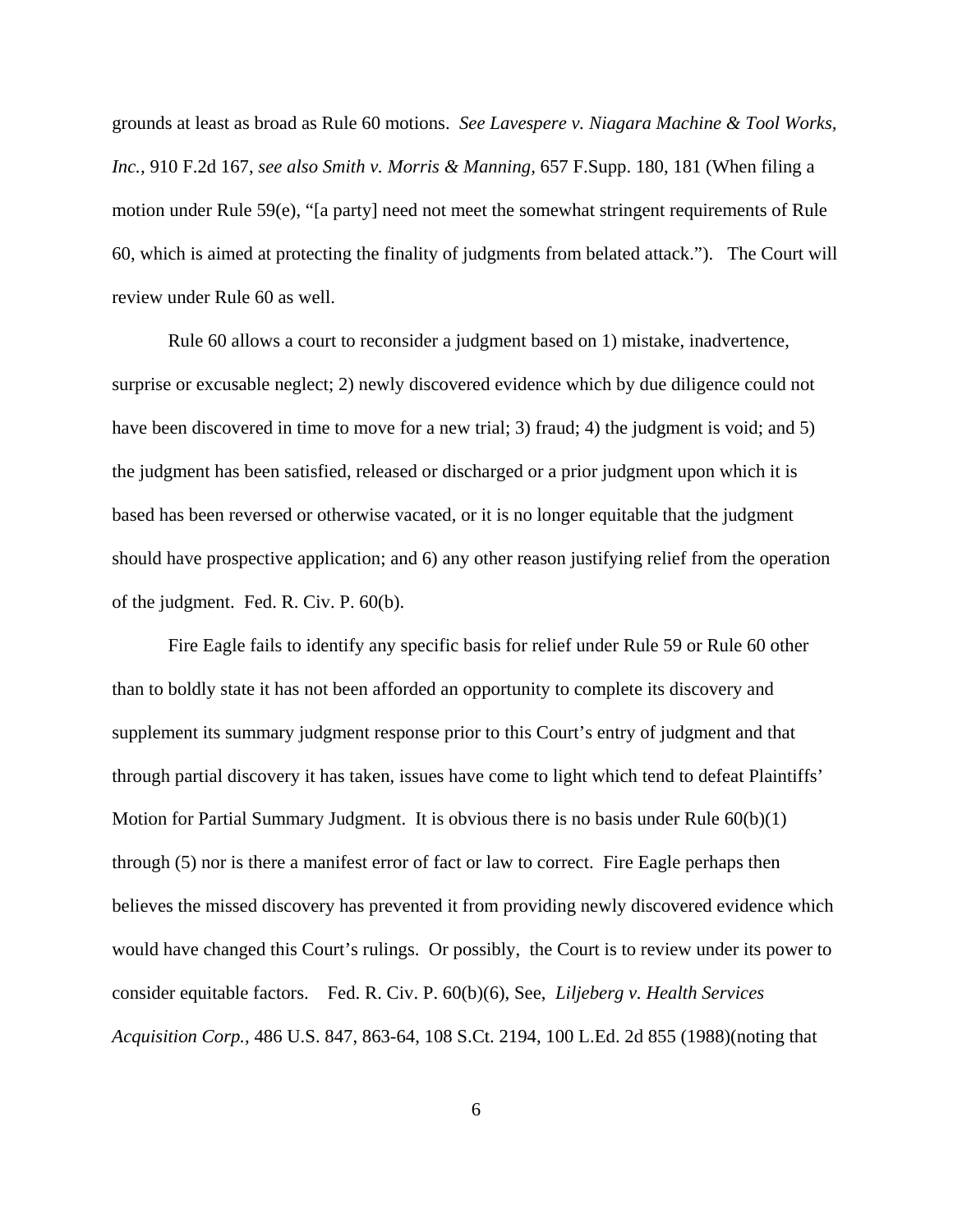grounds at least as broad as Rule 60 motions. *See Lavespere v. Niagara Machine & Tool Works, Inc.*, 910 F.2d 167, *see also Smith v. Morris & Manning,* 657 F.Supp. 180, 181 (When filing a motion under Rule 59(e), "[a party] need not meet the somewhat stringent requirements of Rule 60, which is aimed at protecting the finality of judgments from belated attack."). The Court will review under Rule 60 as well.

Rule 60 allows a court to reconsider a judgment based on 1) mistake, inadvertence, surprise or excusable neglect; 2) newly discovered evidence which by due diligence could not have been discovered in time to move for a new trial; 3) fraud; 4) the judgment is void; and 5) the judgment has been satisfied, released or discharged or a prior judgment upon which it is based has been reversed or otherwise vacated, or it is no longer equitable that the judgment should have prospective application; and 6) any other reason justifying relief from the operation of the judgment. Fed. R. Civ. P. 60(b).

Fire Eagle fails to identify any specific basis for relief under Rule 59 or Rule 60 other than to boldly state it has not been afforded an opportunity to complete its discovery and supplement its summary judgment response prior to this Court's entry of judgment and that through partial discovery it has taken, issues have come to light which tend to defeat Plaintiffs' Motion for Partial Summary Judgment. It is obvious there is no basis under Rule 60(b)(1) through (5) nor is there a manifest error of fact or law to correct. Fire Eagle perhaps then believes the missed discovery has prevented it from providing newly discovered evidence which would have changed this Court's rulings. Or possibly, the Court is to review under its power to consider equitable factors. Fed. R. Civ. P. 60(b)(6), See, *Liljeberg v. Health Services Acquisition Corp.*, 486 U.S. 847, 863-64, 108 S.Ct. 2194, 100 L.Ed. 2d 855 (1988)(noting that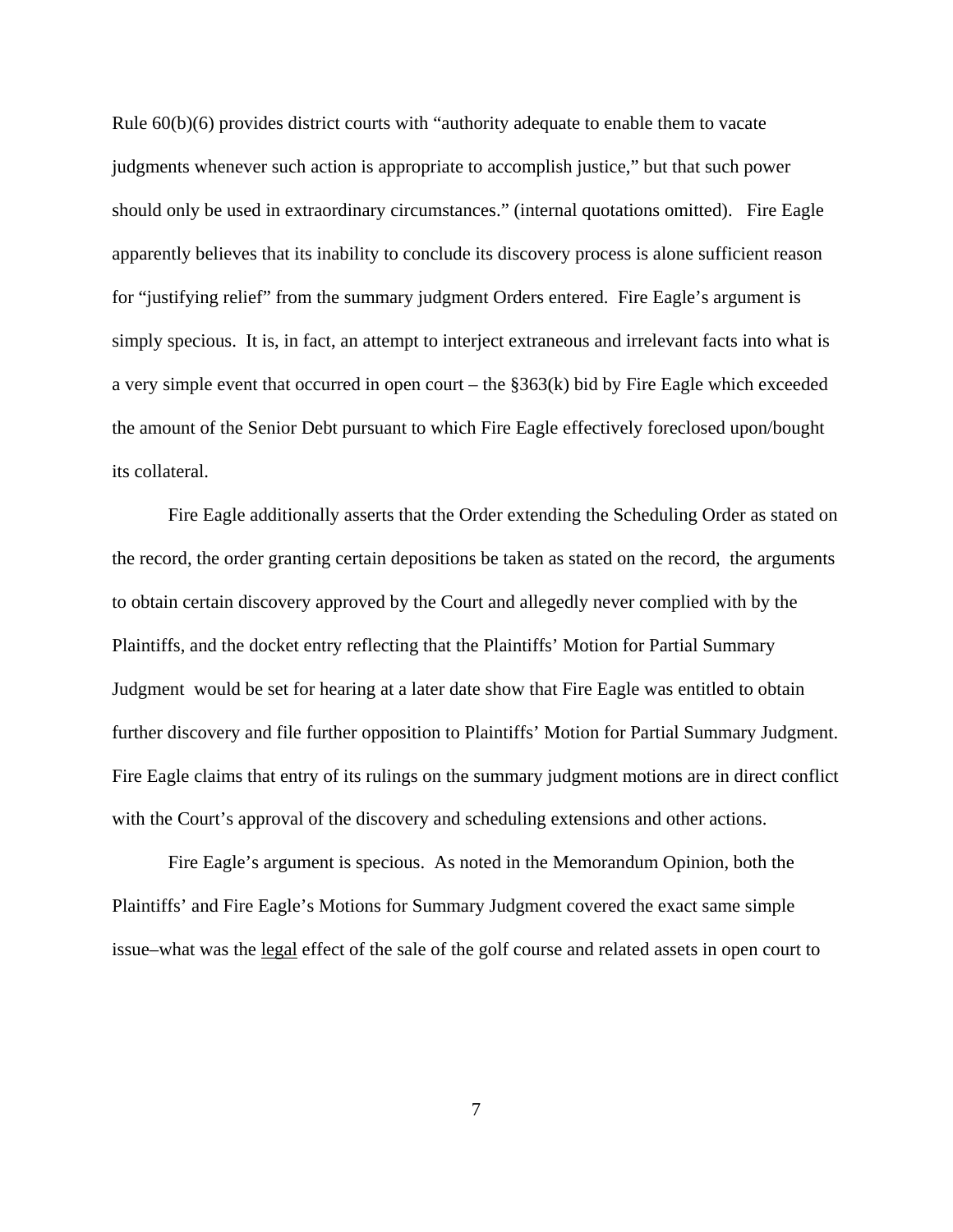Rule 60(b)(6) provides district courts with "authority adequate to enable them to vacate judgments whenever such action is appropriate to accomplish justice," but that such power should only be used in extraordinary circumstances." (internal quotations omitted). Fire Eagle apparently believes that its inability to conclude its discovery process is alone sufficient reason for "justifying relief" from the summary judgment Orders entered. Fire Eagle's argument is simply specious. It is, in fact, an attempt to interject extraneous and irrelevant facts into what is a very simple event that occurred in open court – the §363(k) bid by Fire Eagle which exceeded the amount of the Senior Debt pursuant to which Fire Eagle effectively foreclosed upon/bought its collateral.

Fire Eagle additionally asserts that the Order extending the Scheduling Order as stated on the record, the order granting certain depositions be taken as stated on the record, the arguments to obtain certain discovery approved by the Court and allegedly never complied with by the Plaintiffs, and the docket entry reflecting that the Plaintiffs' Motion for Partial Summary Judgment would be set for hearing at a later date show that Fire Eagle was entitled to obtain further discovery and file further opposition to Plaintiffs' Motion for Partial Summary Judgment. Fire Eagle claims that entry of its rulings on the summary judgment motions are in direct conflict with the Court's approval of the discovery and scheduling extensions and other actions.

Fire Eagle's argument is specious. As noted in the Memorandum Opinion, both the Plaintiffs' and Fire Eagle's Motions for Summary Judgment covered the exact same simple issue–what was the <u>legal</u> effect of the sale of the golf course and related assets in open court to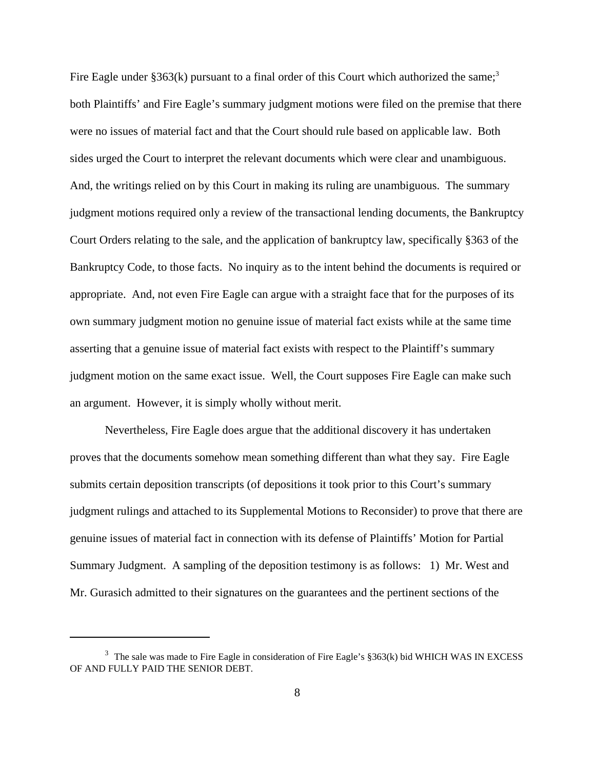Fire Eagle under §363(k) pursuant to a final order of this Court which authorized the same;[3] both Plaintiffs' and Fire Eagle's summary judgment motions were filed on the premise that there were no issues of material fact and that the Court should rule based on applicable law. Both sides urged the Court to interpret the relevant documents which were clear and unambiguous. And, the writings relied on by this Court in making its ruling are unambiguous. The summary judgment motions required only a review of the transactional lending documents, the Bankruptcy Court Orders relating to the sale, and the application of bankruptcy law, specifically §363 of the Bankruptcy Code, to those facts. No inquiry as to the intent behind the documents is required or appropriate. And, not even Fire Eagle can argue with a straight face that for the purposes of its own summary judgment motion no genuine issue of material fact exists while at the same time asserting that a genuine issue of material fact exists with respect to the Plaintiff's summary judgment motion on the same exact issue. Well, the Court supposes Fire Eagle can make such an argument. However, it is simply wholly without merit.

Nevertheless, Fire Eagle does argue that the additional discovery it has undertaken proves that the documents somehow mean something different than what they say. Fire Eagle submits certain deposition transcripts (of depositions it took prior to this Court's summary judgment rulings and attached to its Supplemental Motions to Reconsider) to prove that there are genuine issues of material fact in connection with its defense of Plaintiffs' Motion for Partial Summary Judgment. A sampling of the deposition testimony is as follows: 1) Mr. West and Mr. Gurasich admitted to their signatures on the guarantees and the pertinent sections of the

---

[3] The sale was made to Fire Eagle in consideration of Fire Eagle's §363(k) bid WHICH WAS IN EXCESS OF AND FULLY PAID THE SENIOR DEBT.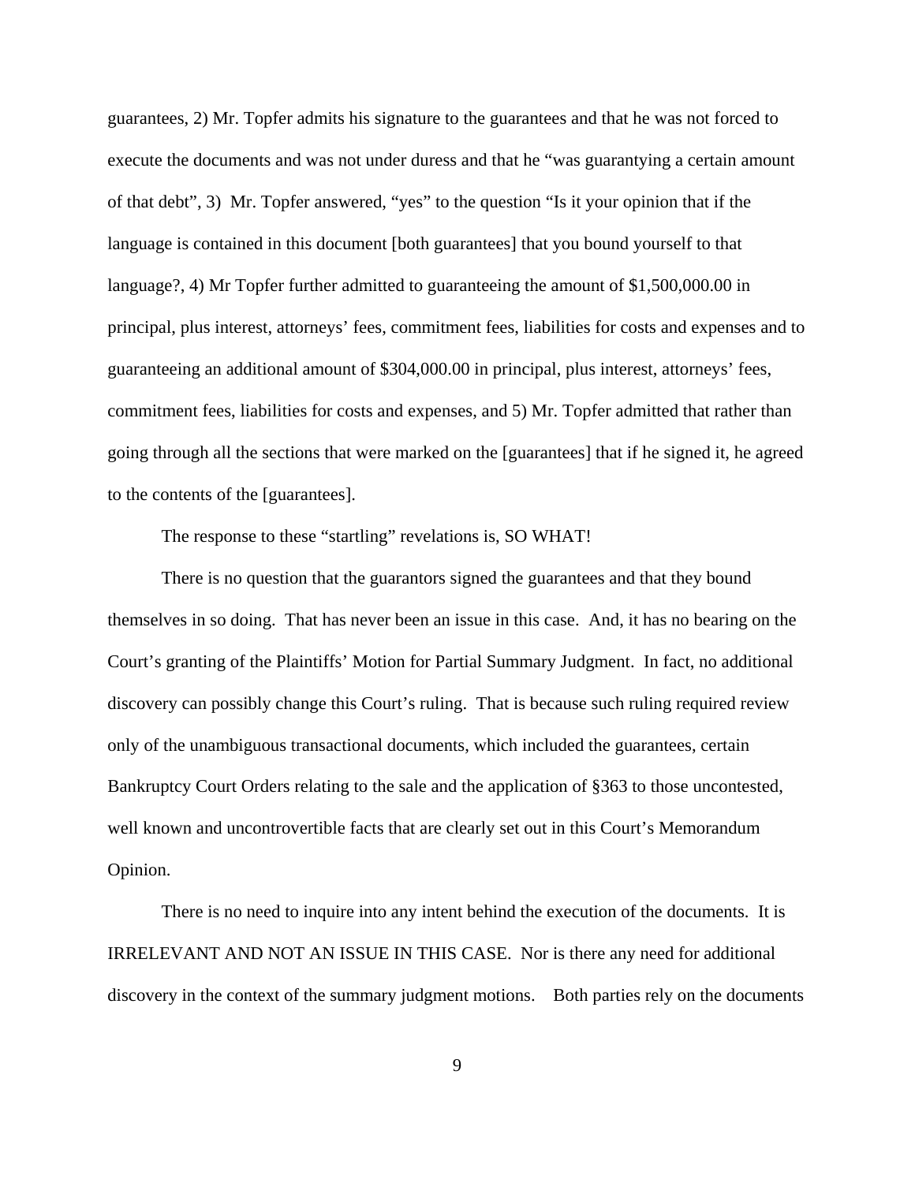guarantees, 2) Mr. Topfer admits his signature to the guarantees and that he was not forced to execute the documents and was not under duress and that he "was guarantying a certain amount of that debt", 3) Mr. Topfer answered, "yes" to the question "Is it your opinion that if the language is contained in this document [both guarantees] that you bound yourself to that language?, 4) Mr Topfer further admitted to guaranteeing the amount of $1,500,000.00 in principal, plus interest, attorneys' fees, commitment fees, liabilities for costs and expenses and to guaranteeing an additional amount of $304,000.00 in principal, plus interest, attorneys' fees, commitment fees, liabilities for costs and expenses, and 5) Mr. Topfer admitted that rather than going through all the sections that were marked on the [guarantees] that if he signed it, he agreed to the contents of the [guarantees].

The response to these "startling" revelations is, SO WHAT!

There is no question that the guarantors signed the guarantees and that they bound themselves in so doing. That has never been an issue in this case. And, it has no bearing on the Court's granting of the Plaintiffs' Motion for Partial Summary Judgment. In fact, no additional discovery can possibly change this Court's ruling. That is because such ruling required review only of the unambiguous transactional documents, which included the guarantees, certain Bankruptcy Court Orders relating to the sale and the application of §363 to those uncontested, well known and uncontrovertible facts that are clearly set out in this Court's Memorandum Opinion.

There is no need to inquire into any intent behind the execution of the documents. It is IRRELEVANT AND NOT AN ISSUE IN THIS CASE. Nor is there any need for additional discovery in the context of the summary judgment motions. Both parties rely on the documents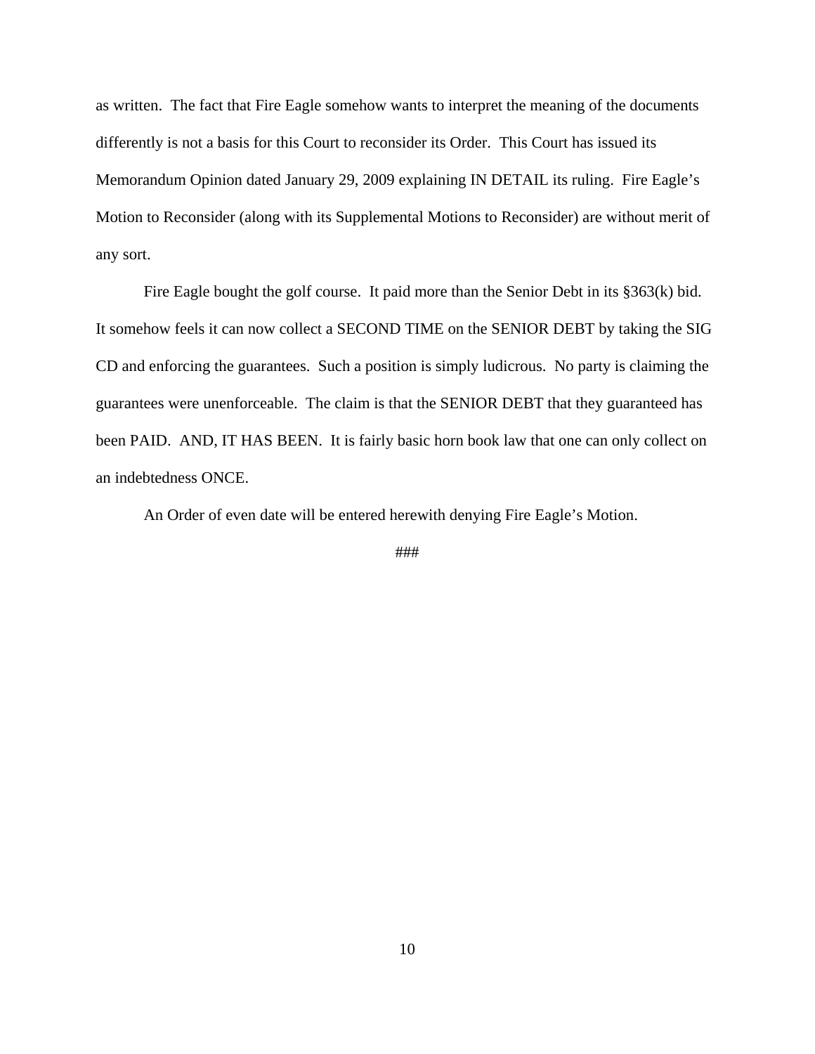as written. The fact that Fire Eagle somehow wants to interpret the meaning of the documents differently is not a basis for this Court to reconsider its Order. This Court has issued its Memorandum Opinion dated January 29, 2009 explaining IN DETAIL its ruling. Fire Eagle's Motion to Reconsider (along with its Supplemental Motions to Reconsider) are without merit of any sort.

Fire Eagle bought the golf course. It paid more than the Senior Debt in its §363(k) bid. It somehow feels it can now collect a SECOND TIME on the SENIOR DEBT by taking the SIG CD and enforcing the guarantees. Such a position is simply ludicrous. No party is claiming the guarantees were unenforceable. The claim is that the SENIOR DEBT that they guaranteed has been PAID. AND, IT HAS BEEN. It is fairly basic horn book law that one can only collect on an indebtedness ONCE.

An Order of even date will be entered herewith denying Fire Eagle's Motion.

###